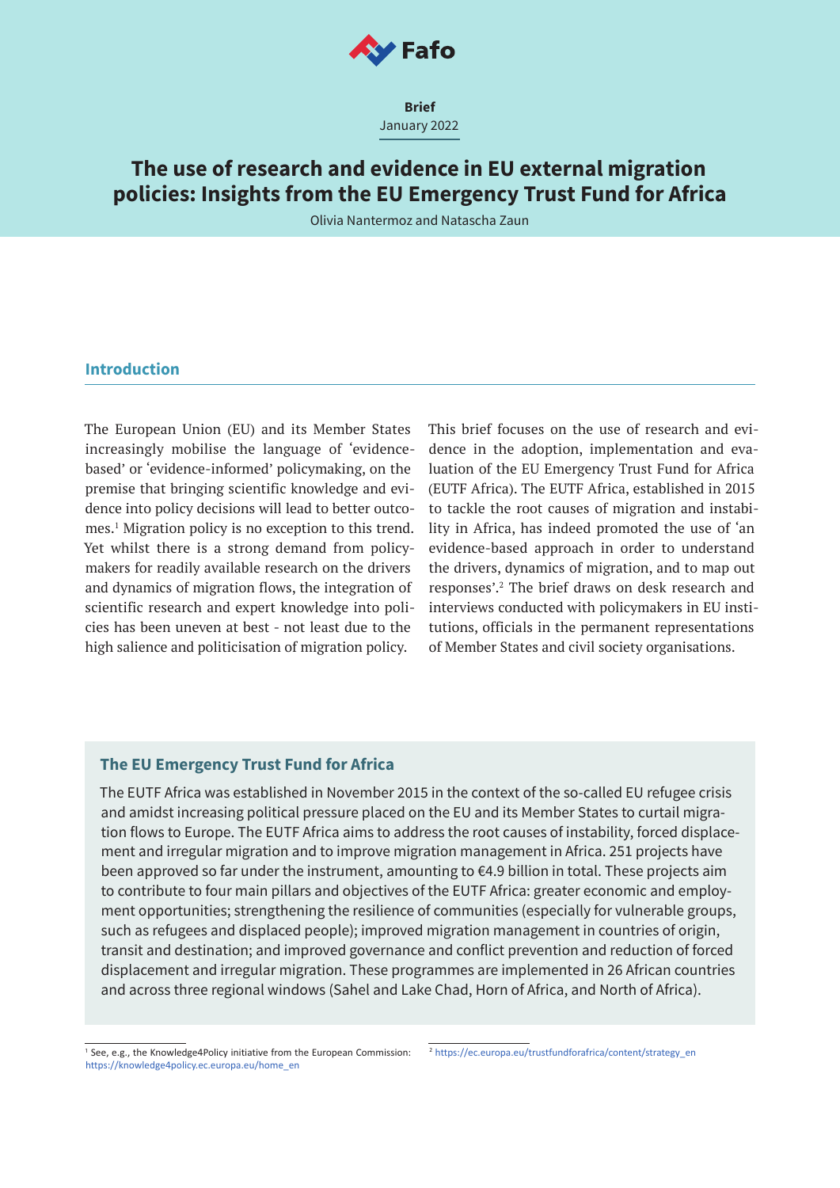Fafo

**Brief**
January 2022

# The use of research and evidence in EU external migration policies: Insights from the EU Emergency Trust Fund for Africa

Olivia Nantermoz and Natascha Zaun

## Introduction

The European Union (EU) and its Member States increasingly mobilise the language of 'evidence-based' or 'evidence-informed' policymaking, on the premise that bringing scientific knowledge and evidence into policy decisions will lead to better outcomes.[1] Migration policy is no exception to this trend. Yet whilst there is a strong demand from policymakers for readily available research on the drivers and dynamics of migration flows, the integration of scientific research and expert knowledge into policies has been uneven at best - not least due to the high salience and politicisation of migration policy.

This brief focuses on the use of research and evidence in the adoption, implementation and evaluation of the EU Emergency Trust Fund for Africa (EUTF Africa). The EUTF Africa, established in 2015 to tackle the root causes of migration and instability in Africa, has indeed promoted the use of 'an evidence-based approach in order to understand the drivers, dynamics of migration, and to map out responses'.[2] The brief draws on desk research and interviews conducted with policymakers in EU institutions, officials in the permanent representations of Member States and civil society organisations.

### The EU Emergency Trust Fund for Africa

The EUTF Africa was established in November 2015 in the context of the so-called EU refugee crisis and amidst increasing political pressure placed on the EU and its Member States to curtail migration flows to Europe. The EUTF Africa aims to address the root causes of instability, forced displacement and irregular migration and to improve migration management in Africa. 251 projects have been approved so far under the instrument, amounting to €4.9 billion in total. These projects aim to contribute to four main pillars and objectives of the EUTF Africa: greater economic and employment opportunities; strengthening the resilience of communities (especially for vulnerable groups, such as refugees and displaced people); improved migration management in countries of origin, transit and destination; and improved governance and conflict prevention and reduction of forced displacement and irregular migration. These programmes are implemented in 26 African countries and across three regional windows (Sahel and Lake Chad, Horn of Africa, and North of Africa).

---

[1] See, e.g., the Knowledge4Policy initiative from the European Commission: https://knowledge4policy.ec.europa.eu/home_en

[2] https://ec.europa.eu/trustfundforafrica/content/strategy_en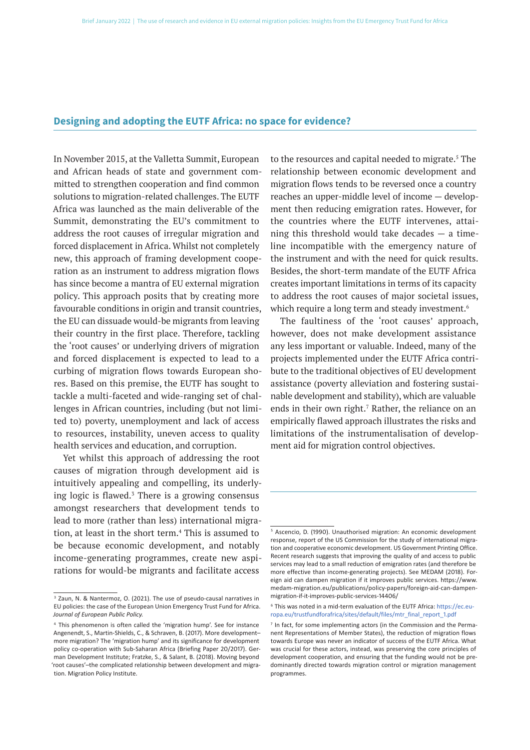## Designing and adopting the EUTF Africa: no space for evidence?

In November 2015, at the Valletta Summit, European and African heads of state and government committed to strengthen cooperation and find common solutions to migration-related challenges. The EUTF Africa was launched as the main deliverable of the Summit, demonstrating the EU's commitment to address the root causes of irregular migration and forced displacement in Africa. Whilst not completely new, this approach of framing development cooperation as an instrument to address migration flows has since become a mantra of EU external migration policy. This approach posits that by creating more favourable conditions in origin and transit countries, the EU can dissuade would-be migrants from leaving their country in the first place. Therefore, tackling the 'root causes' or underlying drivers of migration and forced displacement is expected to lead to a curbing of migration flows towards European shores. Based on this premise, the EUTF has sought to tackle a multi-faceted and wide-ranging set of challenges in African countries, including (but not limited to) poverty, unemployment and lack of access to resources, instability, uneven access to quality health services and education, and corruption.

Yet whilst this approach of addressing the root causes of migration through development aid is intuitively appealing and compelling, its underlying logic is flawed.[3] There is a growing consensus amongst researchers that development tends to lead to more (rather than less) international migration, at least in the short term.[4] This is assumed to be because economic development, and notably income-generating programmes, create new aspirations for would-be migrants and facilitate access to the resources and capital needed to migrate.[5] The relationship between economic development and migration flows tends to be reversed once a country reaches an upper-middle level of income — development then reducing emigration rates. However, for the countries where the EUTF intervenes, attaining this threshold would take decades — a timeline incompatible with the emergency nature of the instrument and with the need for quick results. Besides, the short-term mandate of the EUTF Africa creates important limitations in terms of its capacity to address the root causes of major societal issues, which require a long term and steady investment.[6]

The faultiness of the 'root causes' approach, however, does not make development assistance any less important or valuable. Indeed, many of the projects implemented under the EUTF Africa contribute to the traditional objectives of EU development assistance (poverty alleviation and fostering sustainable development and stability), which are valuable ends in their own right.[7] Rather, the reliance on an empirically flawed approach illustrates the risks and limitations of the instrumentalisation of development aid for migration control objectives.

---

[3] Zaun, N. & Nantermoz, O. (2021). The use of pseudo-causal narratives in EU policies: the case of the European Union Emergency Trust Fund for Africa. *Journal of European Public Policy.*

[4] This phenomenon is often called the 'migration hump'. See for instance Angenendt, S., Martin-Shields, C., & Schraven, B. (2017). More development–more migration? The 'migration hump' and its significance for development policy co-operation with Sub-Saharan Africa (Briefing Paper 20/2017). German Development Institute; Fratzke, S., & Salant, B. (2018). Moving beyond 'root causes'–the complicated relationship between development and migration. Migration Policy Institute.

[5] Ascencio, D. (1990). Unauthorised migration: An economic development response, report of the US Commission for the study of international migration and cooperative economic development. US Government Printing Office. Recent research suggests that improving the quality of and access to public services may lead to a small reduction of emigration rates (and therefore be more effective than income-generating projects). See MEDAM (2018). Foreign aid can dampen migration if it improves public services. https://www.medam-migration.eu/publications/policy-papers/foreign-aid-can-dampen-migration-if-it-improves-public-services-14406/

[6] This was noted in a mid-term evaluation of the EUTF Africa: https://ec.europa.eu/trustfundforafrica/sites/default/files/mtr_final_report_1.pdf

[7] In fact, for some implementing actors (in the Commission and the Permanent Representations of Member States), the reduction of migration flows towards Europe was never an indicator of success of the EUTF Africa. What was crucial for these actors, instead, was preserving the core principles of development cooperation, and ensuring that the funding would not be predominantly directed towards migration control or migration management programmes.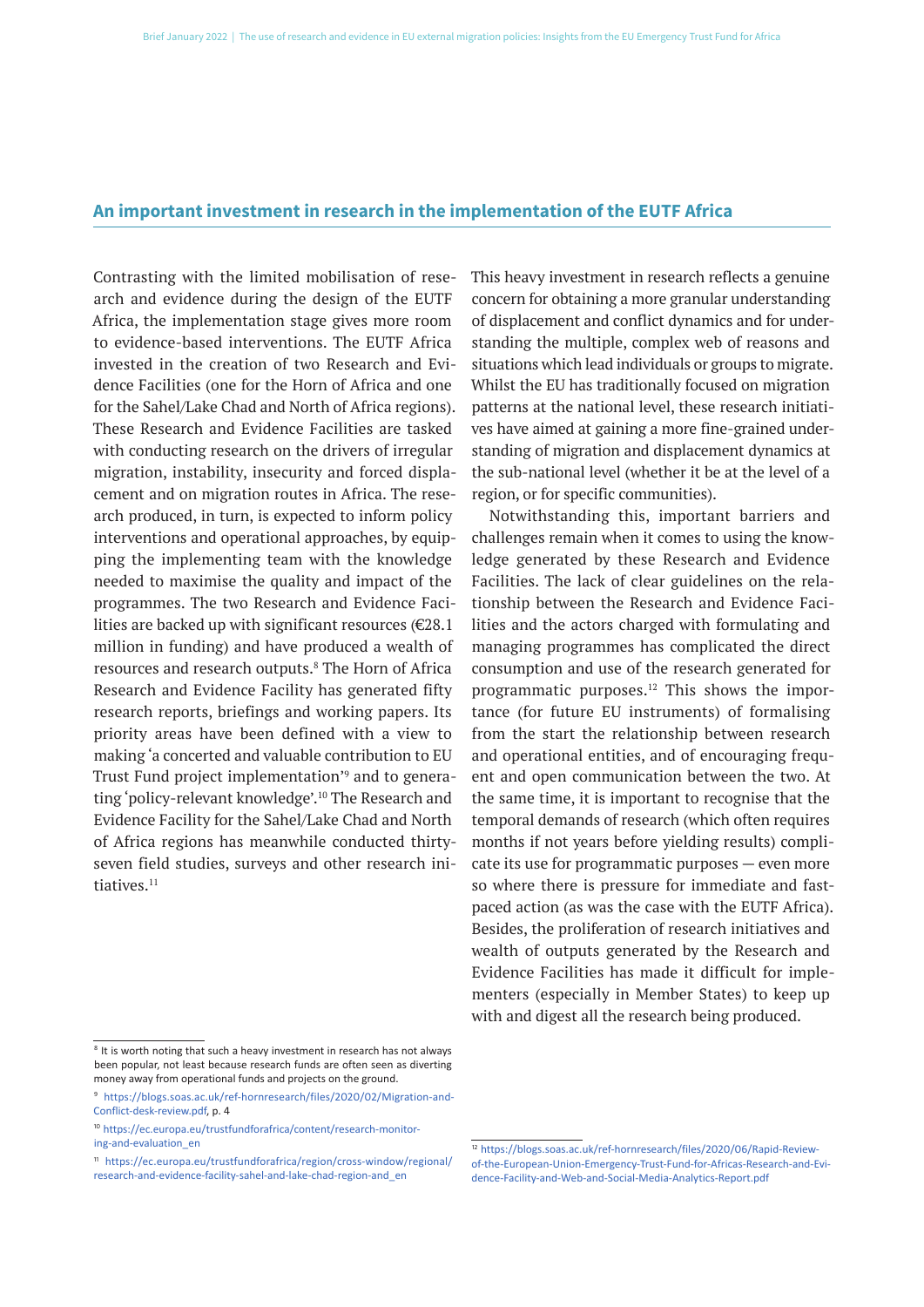## An important investment in research in the implementation of the EUTF Africa

Contrasting with the limited mobilisation of research and evidence during the design of the EUTF Africa, the implementation stage gives more room to evidence-based interventions. The EUTF Africa invested in the creation of two Research and Evidence Facilities (one for the Horn of Africa and one for the Sahel/Lake Chad and North of Africa regions). These Research and Evidence Facilities are tasked with conducting research on the drivers of irregular migration, instability, insecurity and forced displacement and on migration routes in Africa. The research produced, in turn, is expected to inform policy interventions and operational approaches, by equipping the implementing team with the knowledge needed to maximise the quality and impact of the programmes. The two Research and Evidence Facilities are backed up with significant resources (€28.1 million in funding) and have produced a wealth of resources and research outputs.[8] The Horn of Africa Research and Evidence Facility has generated fifty research reports, briefings and working papers. Its priority areas have been defined with a view to making 'a concerted and valuable contribution to EU Trust Fund project implementation'[9] and to generating 'policy-relevant knowledge'.[10] The Research and Evidence Facility for the Sahel/Lake Chad and North of Africa regions has meanwhile conducted thirty-seven field studies, surveys and other research initiatives.[11]

This heavy investment in research reflects a genuine concern for obtaining a more granular understanding of displacement and conflict dynamics and for understanding the multiple, complex web of reasons and situations which lead individuals or groups to migrate. Whilst the EU has traditionally focused on migration patterns at the national level, these research initiatives have aimed at gaining a more fine-grained understanding of migration and displacement dynamics at the sub-national level (whether it be at the level of a region, or for specific communities).

Notwithstanding this, important barriers and challenges remain when it comes to using the knowledge generated by these Research and Evidence Facilities. The lack of clear guidelines on the relationship between the Research and Evidence Facilities and the actors charged with formulating and managing programmes has complicated the direct consumption and use of the research generated for programmatic purposes.[12] This shows the importance (for future EU instruments) of formalising from the start the relationship between research and operational entities, and of encouraging frequent and open communication between the two. At the same time, it is important to recognise that the temporal demands of research (which often requires months if not years before yielding results) complicate its use for programmatic purposes — even more so where there is pressure for immediate and fast-paced action (as was the case with the EUTF Africa). Besides, the proliferation of research initiatives and wealth of outputs generated by the Research and Evidence Facilities has made it difficult for implementers (especially in Member States) to keep up with and digest all the research being produced.

---

[8] It is worth noting that such a heavy investment in research has not always been popular, not least because research funds are often seen as diverting money away from operational funds and projects on the ground.

[9] https://blogs.soas.ac.uk/ref-hornresearch/files/2020/02/Migration-and-Conflict-desk-review.pdf, p. 4

[10] https://ec.europa.eu/trustfundforafrica/content/research-monitoring-and-evaluation_en

[11] https://ec.europa.eu/trustfundforafrica/region/cross-window/regional/research-and-evidence-facility-sahel-and-lake-chad-region-and_en

[12] https://blogs.soas.ac.uk/ref-hornresearch/files/2020/06/Rapid-Review-of-the-European-Union-Emergency-Trust-Fund-for-Africas-Research-and-Evidence-Facility-and-Web-and-Social-Media-Analytics-Report.pdf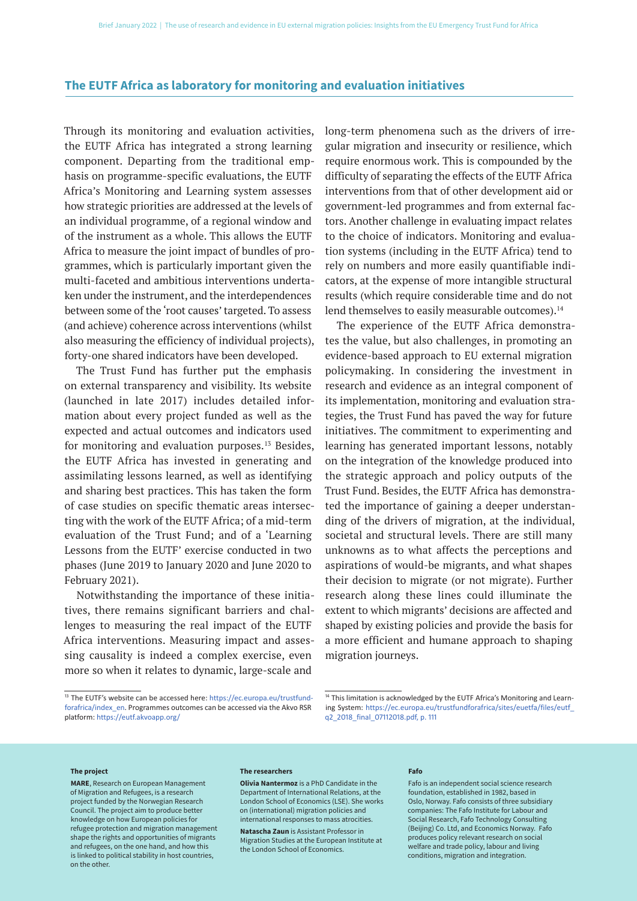## The EUTF Africa as laboratory for monitoring and evaluation initiatives

Through its monitoring and evaluation activities, the EUTF Africa has integrated a strong learning component. Departing from the traditional emphasis on programme-specific evaluations, the EUTF Africa's Monitoring and Learning system assesses how strategic priorities are addressed at the levels of an individual programme, of a regional window and of the instrument as a whole. This allows the EUTF Africa to measure the joint impact of bundles of programmes, which is particularly important given the multi-faceted and ambitious interventions undertaken under the instrument, and the interdependences between some of the 'root causes' targeted. To assess (and achieve) coherence across interventions (whilst also measuring the efficiency of individual projects), forty-one shared indicators have been developed.

The Trust Fund has further put the emphasis on external transparency and visibility. Its website (launched in late 2017) includes detailed information about every project funded as well as the expected and actual outcomes and indicators used for monitoring and evaluation purposes.[13] Besides, the EUTF Africa has invested in generating and assimilating lessons learned, as well as identifying and sharing best practices. This has taken the form of case studies on specific thematic areas intersecting with the work of the EUTF Africa; of a mid-term evaluation of the Trust Fund; and of a 'Learning Lessons from the EUTF' exercise conducted in two phases (June 2019 to January 2020 and June 2020 to February 2021).

Notwithstanding the importance of these initiatives, there remains significant barriers and challenges to measuring the real impact of the EUTF Africa interventions. Measuring impact and assessing causality is indeed a complex exercise, even more so when it relates to dynamic, large-scale and long-term phenomena such as the drivers of irregular migration and insecurity or resilience, which require enormous work. This is compounded by the difficulty of separating the effects of the EUTF Africa interventions from that of other development aid or government-led programmes and from external factors. Another challenge in evaluating impact relates to the choice of indicators. Monitoring and evaluation systems (including in the EUTF Africa) tend to rely on numbers and more easily quantifiable indicators, at the expense of more intangible structural results (which require considerable time and do not lend themselves to easily measurable outcomes).[14]

The experience of the EUTF Africa demonstrates the value, but also challenges, in promoting an evidence-based approach to EU external migration policymaking. In considering the investment in research and evidence as an integral component of its implementation, monitoring and evaluation strategies, the Trust Fund has paved the way for future initiatives. The commitment to experimenting and learning has generated important lessons, notably on the integration of the knowledge produced into the strategic approach and policy outputs of the Trust Fund. Besides, the EUTF Africa has demonstrated the importance of gaining a deeper understanding of the drivers of migration, at the individual, societal and structural levels. There are still many unknowns as to what affects the perceptions and aspirations of would-be migrants, and what shapes their decision to migrate (or not migrate). Further research along these lines could illuminate the extent to which migrants' decisions are affected and shaped by existing policies and provide the basis for a more efficient and humane approach to shaping migration journeys.

---

[13] The EUTF's website can be accessed here: https://ec.europa.eu/trustfundforafrica/index_en. Programmes outcomes can be accessed via the Akvo RSR platform: https://eutf.akvoapp.org/

[14] This limitation is acknowledged by the EUTF Africa's Monitoring and Learning System: https://ec.europa.eu/trustfundforafrica/sites/euetfa/files/eutf_q2_2018_final_07112018.pdf, p. 111

---

**The project**

**MARE**, Research on European Management of Migration and Refugees, is a research project funded by the Norwegian Research Council. The project aim to produce better knowledge on how European policies for refugee protection and migration management shape the rights and opportunities of migrants and refugees, on the one hand, and how this is linked to political stability in host countries, on the other.

**The researchers**

**Olivia Nantermoz** is a PhD Candidate in the Department of International Relations, at the London School of Economics (LSE). She works on (international) migration policies and international responses to mass atrocities.

**Natascha Zaun** is Assistant Professor in Migration Studies at the European Institute at the London School of Economics.

**Fafo**

Fafo is an independent social science research foundation, established in 1982, based in Oslo, Norway. Fafo consists of three subsidiary companies: The Fafo Institute for Labour and Social Research, Fafo Technology Consulting (Beijing) Co. Ltd, and Economics Norway. Fafo produces policy relevant research on social welfare and trade policy, labour and living conditions, migration and integration.